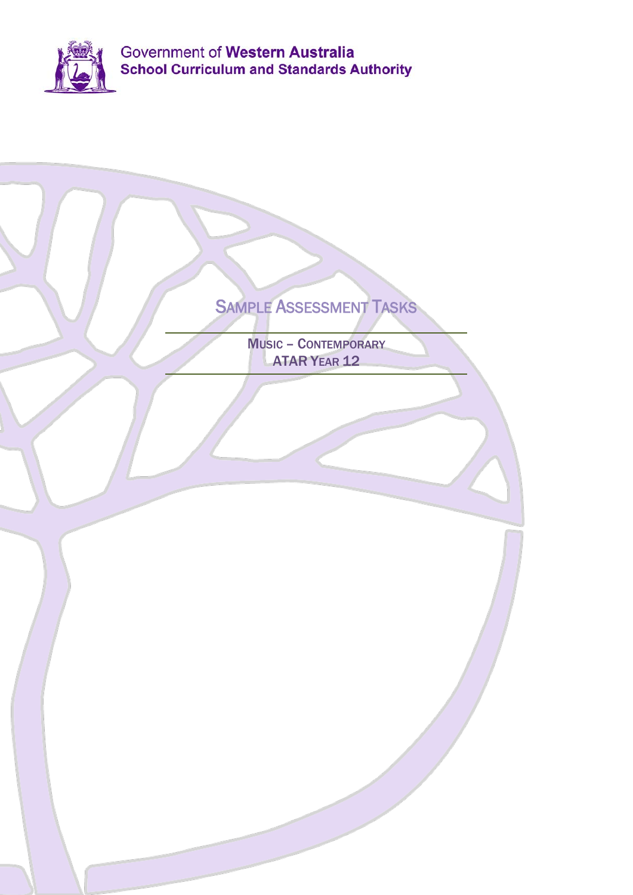Government of **Western Australia**
**School Curriculum and Standards Authority**

# SAMPLE ASSESSMENT TASKS

MUSIC – CONTEMPORARY
ATAR YEAR 12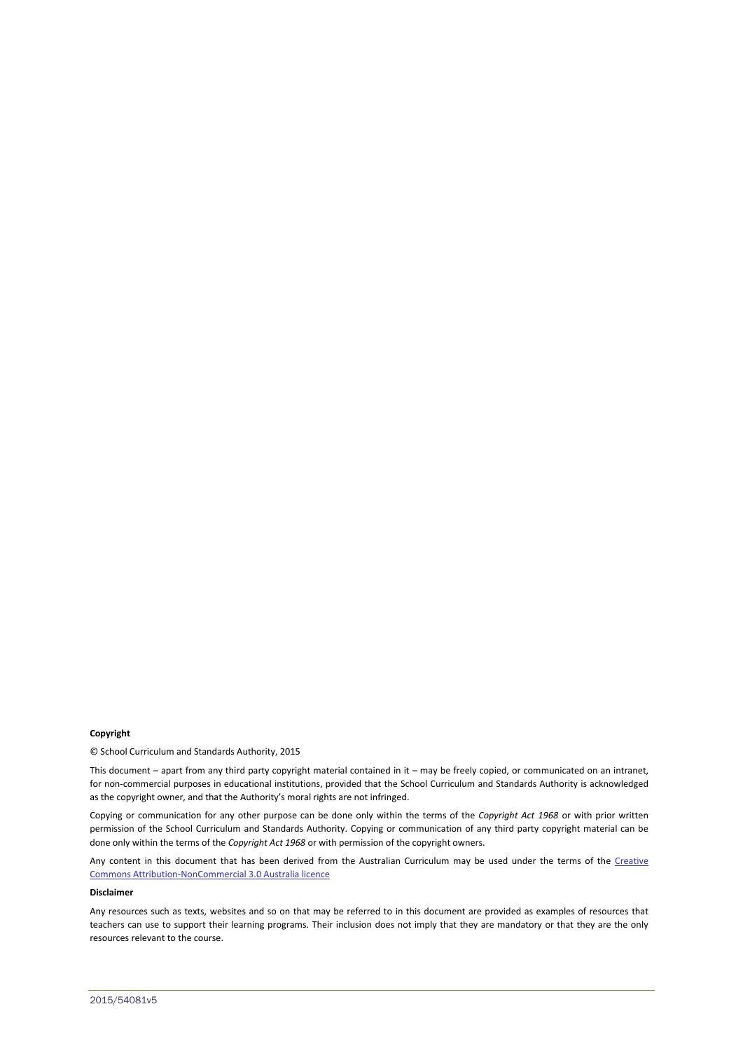**Copyright**

© School Curriculum and Standards Authority, 2015

This document – apart from any third party copyright material contained in it – may be freely copied, or communicated on an intranet, for non-commercial purposes in educational institutions, provided that the School Curriculum and Standards Authority is acknowledged as the copyright owner, and that the Authority's moral rights are not infringed.

Copying or communication for any other purpose can be done only within the terms of the *Copyright Act 1968* or with prior written permission of the School Curriculum and Standards Authority. Copying or communication of any third party copyright material can be done only within the terms of the *Copyright Act 1968* or with permission of the copyright owners.

Any content in this document that has been derived from the Australian Curriculum may be used under the terms of the Creative Commons Attribution-NonCommercial 3.0 Australia licence

**Disclaimer**

Any resources such as texts, websites and so on that may be referred to in this document are provided as examples of resources that teachers can use to support their learning programs. Their inclusion does not imply that they are mandatory or that they are the only resources relevant to the course.

2015/54081v5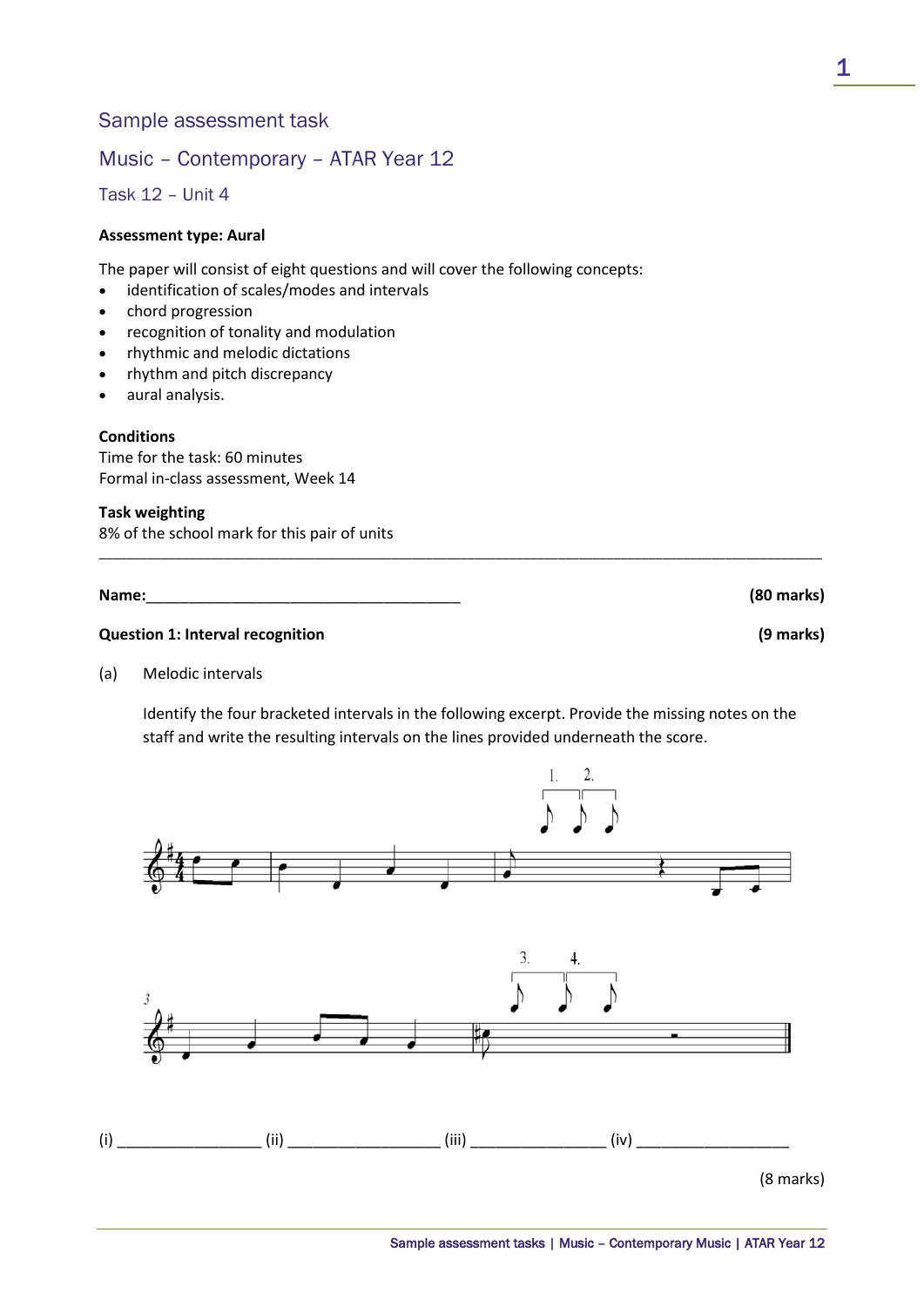## Sample assessment task

## Music – Contemporary – ATAR Year 12

### Task 12 – Unit 4

**Assessment type: Aural**

The paper will consist of eight questions and will cover the following concepts:

- identification of scales/modes and intervals
- chord progression
- recognition of tonality and modulation
- rhythmic and melodic dictations
- rhythm and pitch discrepancy
- aural analysis.

**Conditions**
Time for the task: 60 minutes
Formal in-class assessment, Week 14

**Task weighting**
8% of the school mark for this pair of units

---

**Name:**_____________________________________ **(80 marks)**

**Question 1: Interval recognition** **(9 marks)**

(a) Melodic intervals

Identify the four bracketed intervals in the following excerpt. Provide the missing notes on the staff and write the resulting intervals on the lines provided underneath the score.

(i) ________________ (ii) _________________ (iii) ________________ (iv) _________________

(8 marks)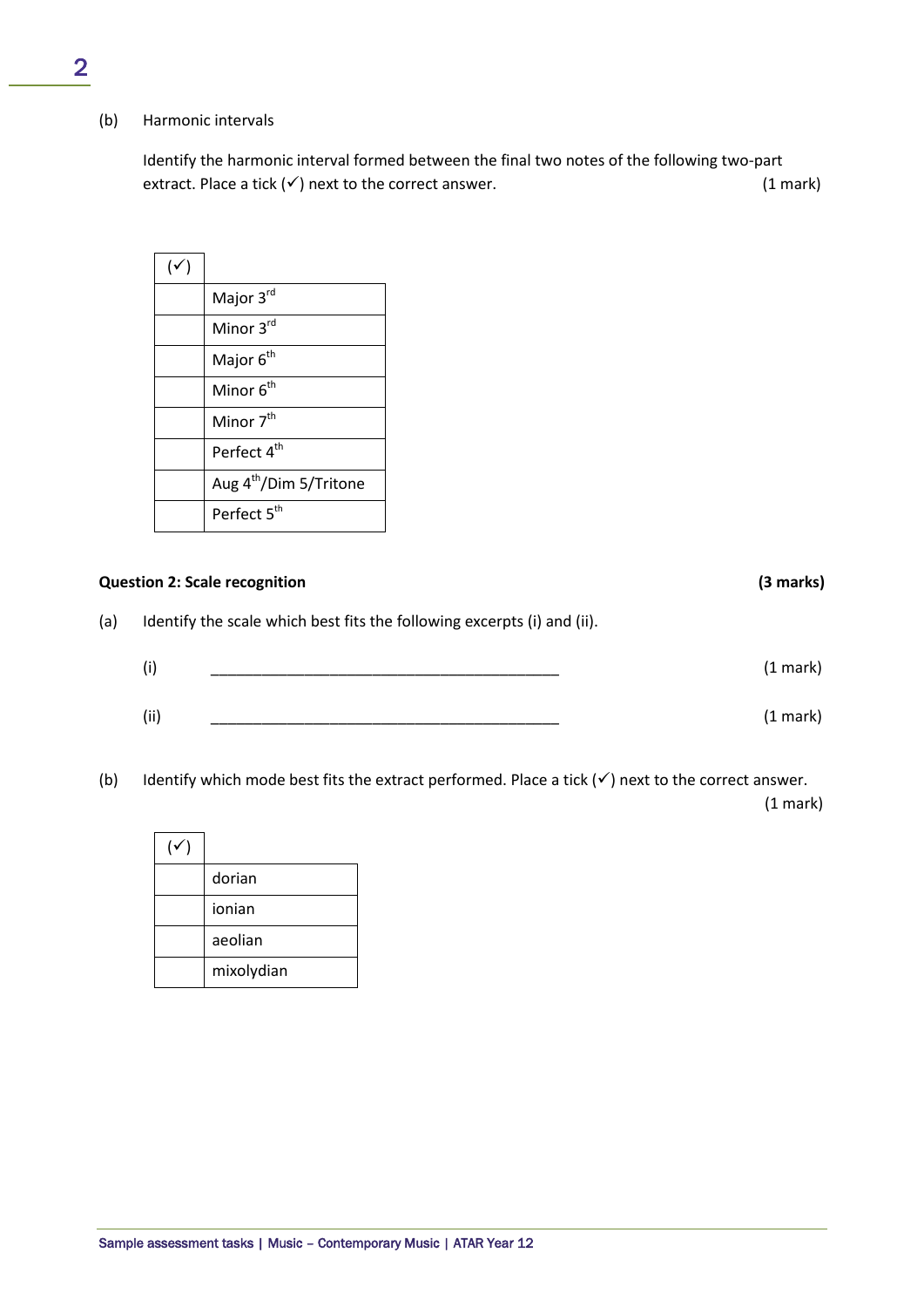(b) Harmonic intervals

Identify the harmonic interval formed between the final two notes of the following two-part extract. Place a tick (✓) next to the correct answer. (1 mark)

| (✓) | |
|---|---|
| | Major 3rd |
| | Minor 3rd |
| | Major 6th |
| | Minor 6th |
| | Minor 7th |
| | Perfect 4th |
| | Aug 4th/Dim 5/Tritone |
| | Perfect 5th |

**Question 2: Scale recognition** **(3 marks)**

(a) Identify the scale which best fits the following excerpts (i) and (ii).

(i) ___________________________________________ (1 mark)

(ii) ___________________________________________ (1 mark)

(b) Identify which mode best fits the extract performed. Place a tick (✓) next to the correct answer. (1 mark)

| (✓) | |
|---|---|
| | dorian |
| | ionian |
| | aeolian |
| | mixolydian |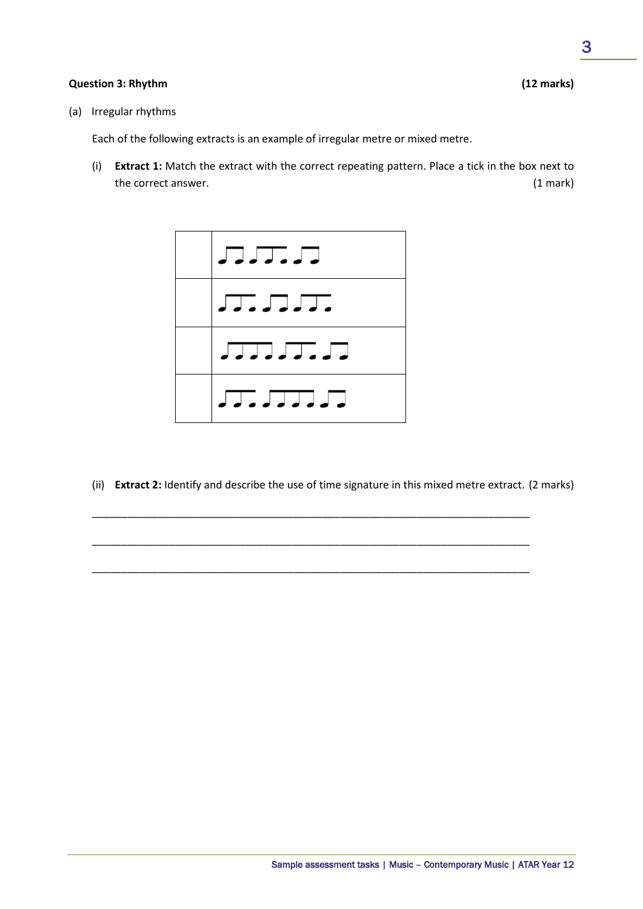**Question 3: Rhythm** **(12 marks)**

(a) Irregular rhythms

Each of the following extracts is an example of irregular metre or mixed metre.

(i) **Extract 1:** Match the extract with the correct repeating pattern. Place a tick in the box next to the correct answer. (1 mark)

| | |
|---|---|
| | ♫ ♫ ♫ ♩ ♫ |
| | ♫ ♩ ♫ ♫ ♩ |
| | ♬ ♫ ♩ ♫ |
| | ♫ ♩ ♬ ♩ ♫ |

(ii) **Extract 2:** Identify and describe the use of time signature in this mixed metre extract. (2 marks)

___________________________________________________________________________

___________________________________________________________________________

___________________________________________________________________________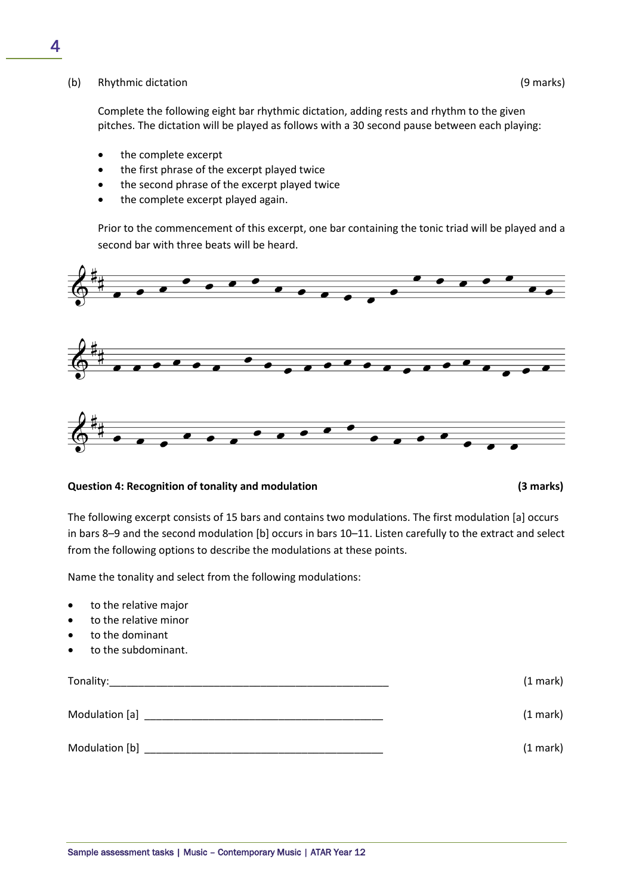(b) Rhythmic dictation (9 marks)

Complete the following eight bar rhythmic dictation, adding rests and rhythm to the given pitches. The dictation will be played as follows with a 30 second pause between each playing:

- the complete excerpt
- the first phrase of the excerpt played twice
- the second phrase of the excerpt played twice
- the complete excerpt played again.

Prior to the commencement of this excerpt, one bar containing the tonic triad will be played and a second bar with three beats will be heard.

**Question 4: Recognition of tonality and modulation** **(3 marks)**

The following excerpt consists of 15 bars and contains two modulations. The first modulation [a] occurs in bars 8–9 and the second modulation [b] occurs in bars 10–11. Listen carefully to the extract and select from the following options to describe the modulations at these points.

Name the tonality and select from the following modulations:

- to the relative major
- to the relative minor
- to the dominant
- to the subdominant.

Tonality:_______________________________________________ (1 mark)

Modulation [a] ________________________________________ (1 mark)

Modulation [b] ________________________________________ (1 mark)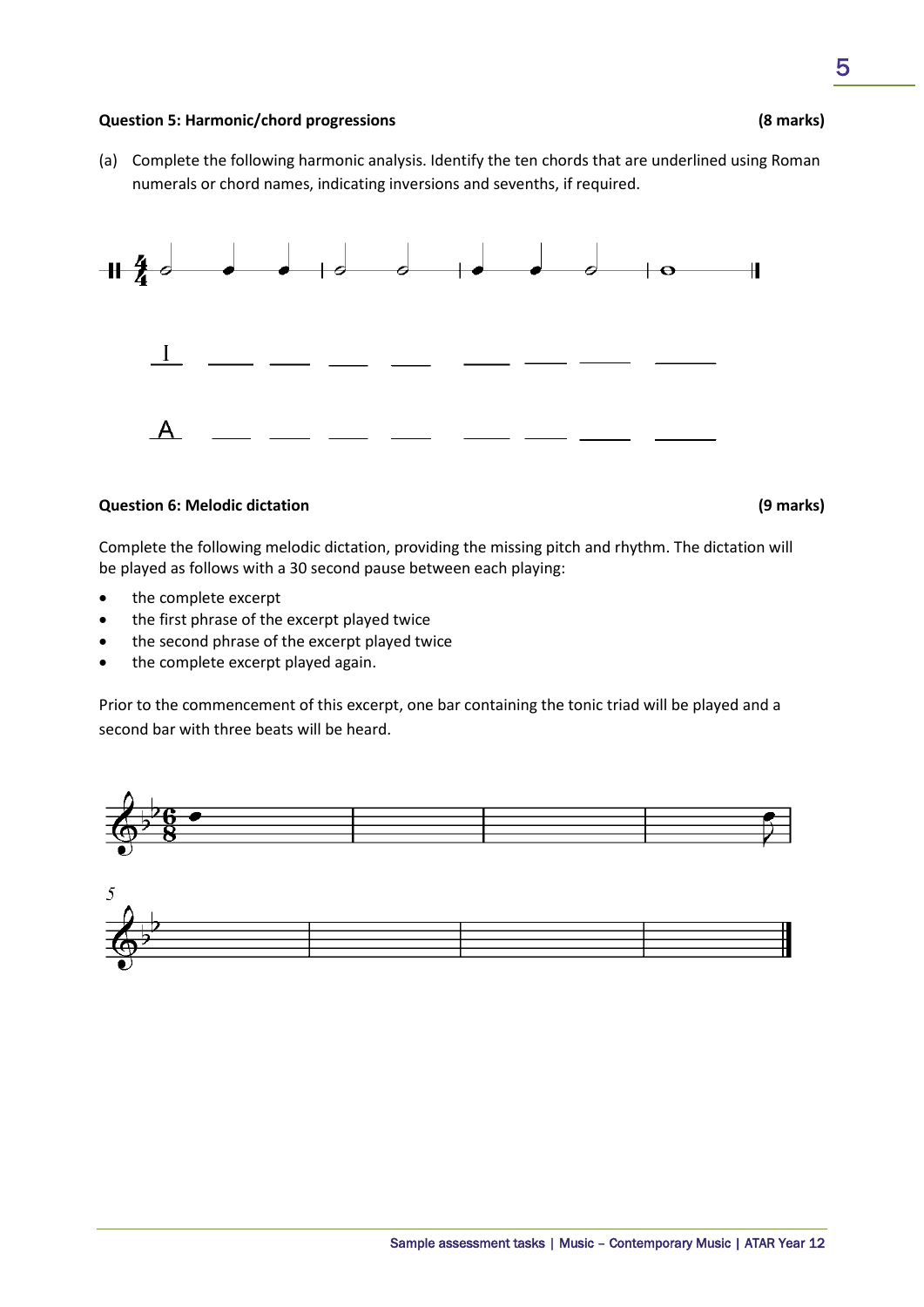**Question 5: Harmonic/chord progressions** **(8 marks)**

(a) Complete the following harmonic analysis. Identify the ten chords that are underlined using Roman numerals or chord names, indicating inversions and seventhss, if required.

I \_\_\_\_ \_\_\_\_ \_\_\_\_ \_\_\_\_ \_\_\_\_ \_\_\_\_ \_\_\_\_ \_\_\_\_

A \_\_\_\_ \_\_\_\_ \_\_\_\_ \_\_\_\_ \_\_\_\_ \_\_\_\_ \_\_\_\_ \_\_\_\_

**Question 6: Melodic dictation** **(9 marks)**

Complete the following melodic dictation, providing the missing pitch and rhythm. The dictation will be played as follows with a 30 second pause between each playing:

- the complete excerpt
- the first phrase of the excerpt played twice
- the second phrase of the excerpt played twice
- the complete excerpt played again.

Prior to the commencement of this excerpt, one bar containing the tonic triad will be played and a second bar with three beats will be heard.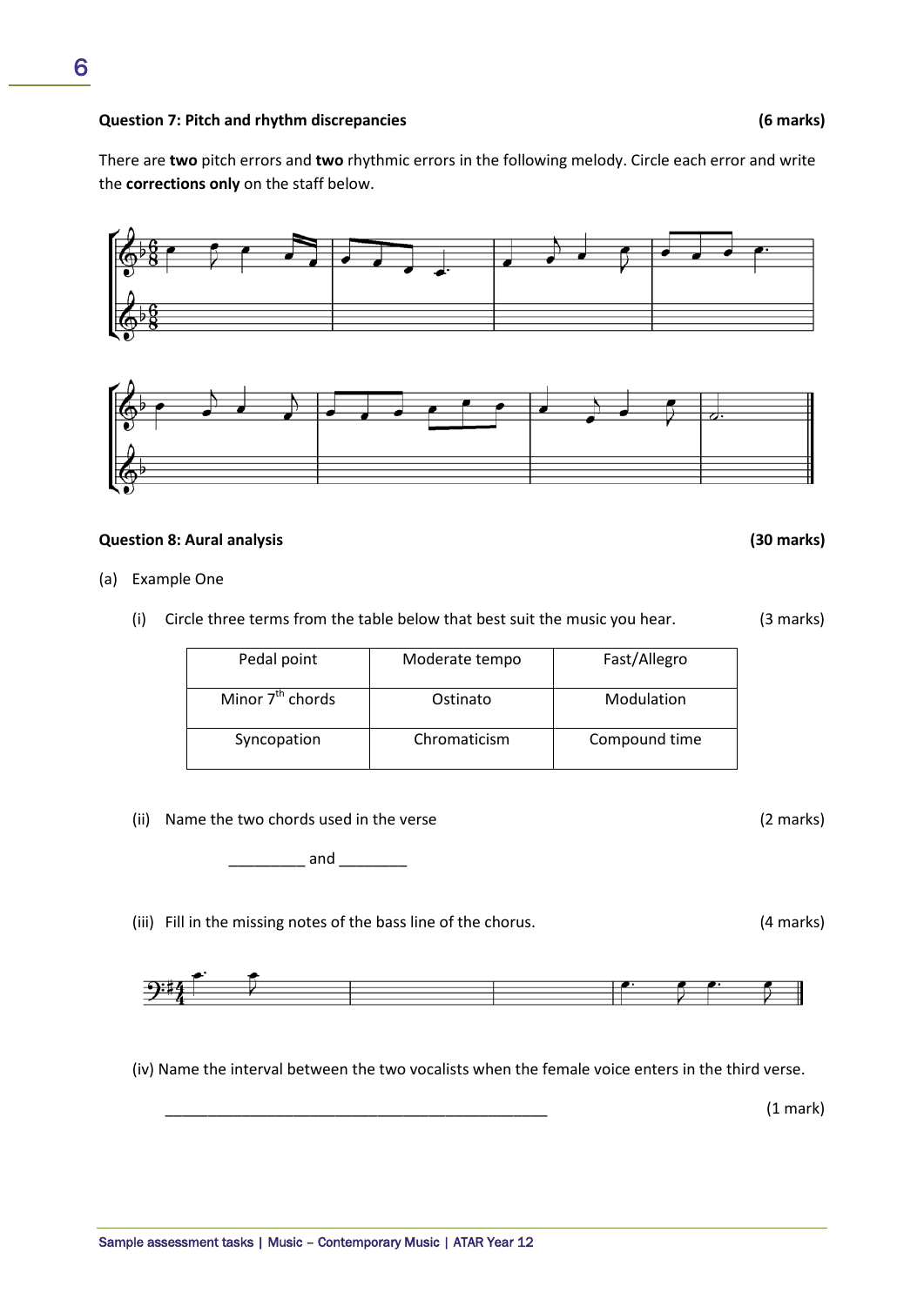**Question 7: Pitch and rhythm discrepancies** **(6 marks)**

There are **two** pitch errors and **two** rhythmic errors in the following melody. Circle each error and write the **corrections only** on the staff below.

**Question 8: Aural analysis** **(30 marks)**

(a) Example One

(i) Circle three terms from the table below that best suit the music you hear. (3 marks)

| Pedal point | Moderate tempo | Fast/Allegro |
|---|---|---|
| Minor 7th chords | Ostinato | Modulation |
| Syncopation | Chromaticism | Compound time |

(ii) Name the two chords used in the verse (2 marks)

_________ and ________

(iii) Fill in the missing notes of the bass line of the chorus. (4 marks)

(iv) Name the interval between the two vocalists when the female voice enters in the third verse.

_______________________________________________ (1 mark)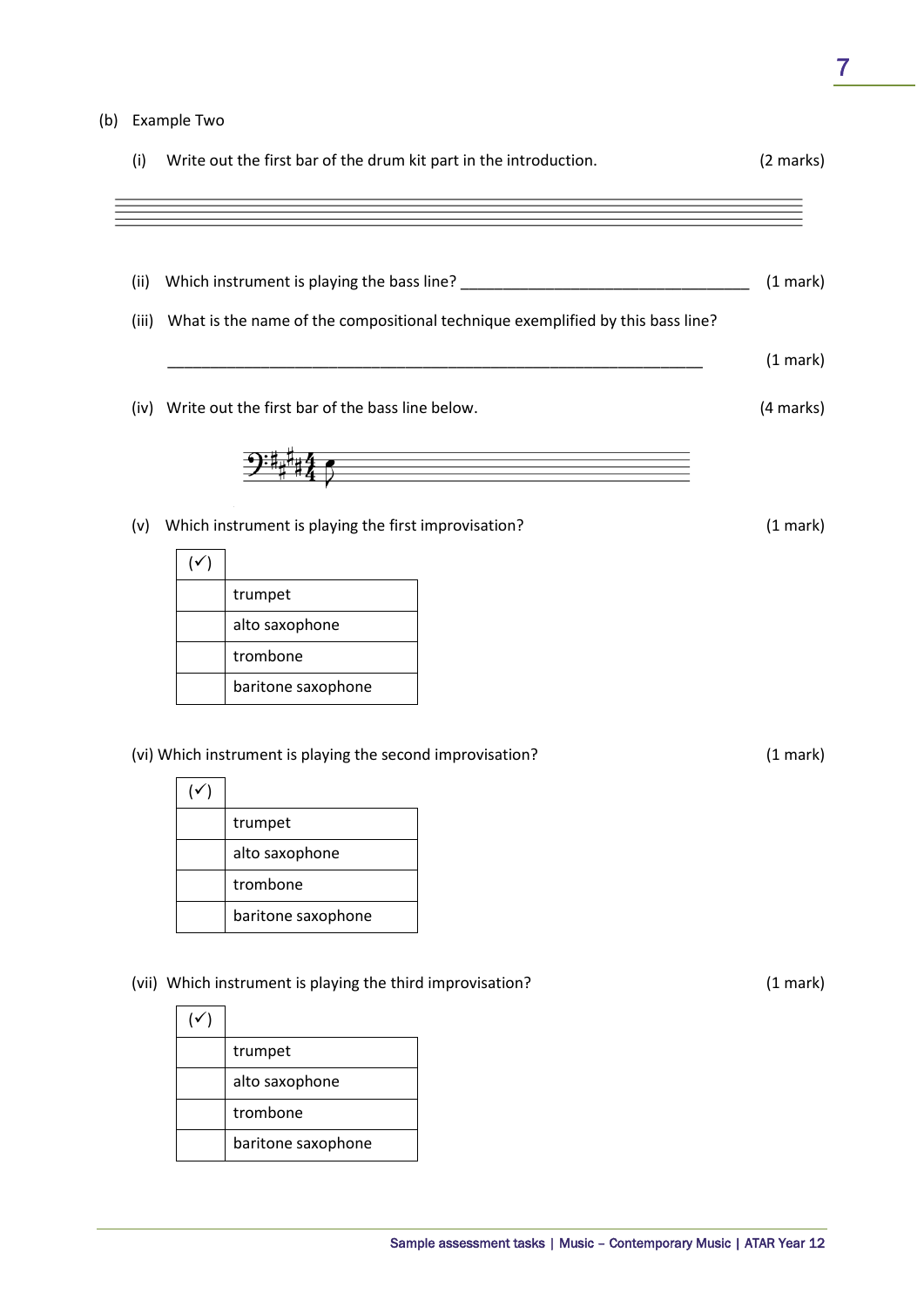(b) Example Two

(i) Write out the first bar of the drum kit part in the introduction. (2 marks)

(ii) Which instrument is playing the bass line? ___________________________________ (1 mark)

(iii) What is the name of the compositional technique exemplified by this bass line?

_______________________________________________________________ (1 mark)

(iv) Write out the first bar of the bass line below. (4 marks)

(v) Which instrument is playing the first improvisation? (1 mark)

| (✓) | |
|---|---|
| | trumpet |
| | alto saxophone |
| | trombone |
| | baritone saxophone |

(vi) Which instrument is playing the second improvisation? (1 mark)

| (✓) | |
|---|---|
| | trumpet |
| | alto saxophone |
| | trombone |
| | baritone saxophone |

(vii) Which instrument is playing the third improvisation? (1 mark)

| (✓) | |
|---|---|
| | trumpet |
| | alto saxophone |
| | trombone |
| | baritone saxophone |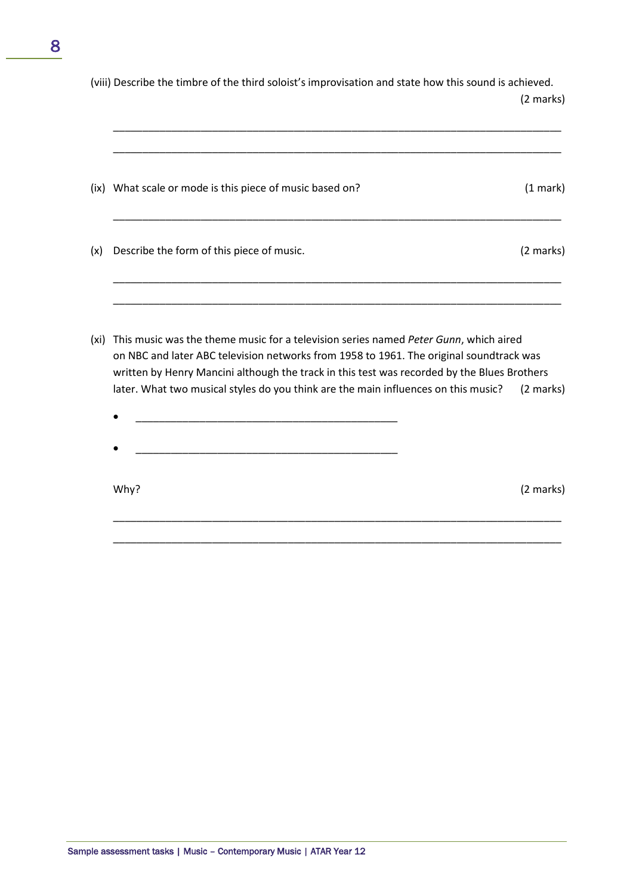(viii) Describe the timbre of the third soloist's improvisation and state how this sound is achieved. (2 marks)

___________________________________________________________________________

___________________________________________________________________________

(ix) What scale or mode is this piece of music based on? (1 mark)

___________________________________________________________________________

(x) Describe the form of this piece of music. (2 marks)

___________________________________________________________________________

___________________________________________________________________________

(xi) This music was the theme music for a television series named *Peter Gunn*, which aired on NBC and later ABC television networks from 1958 to 1961. The original soundtrack was written by Henry Mancini although the track in this test was recorded by the Blues Brothers later. What two musical styles do you think are the main influences on this music? (2 marks)

- ______________________________________________
- ______________________________________________

Why? (2 marks)

___________________________________________________________________________

___________________________________________________________________________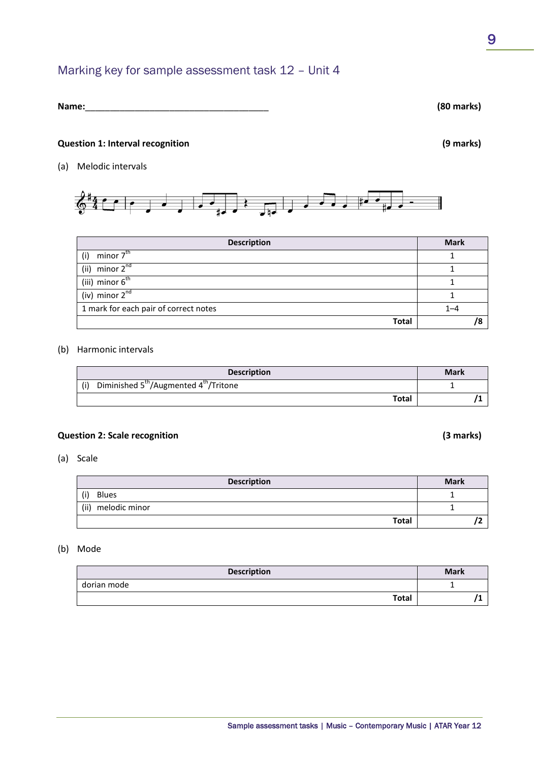## Marking key for sample assessment task 12 – Unit 4

**Name:**_____________________________________ **(80 marks)**

### Question 1: Interval recognition (9 marks)

(a) Melodic intervals

| Description | Mark |
|---|---|
| (i) minor 7th | 1 |
| (ii) minor 2nd | 1 |
| (iii) minor 6th | 1 |
| (iv) minor 2nd | 1 |
| 1 mark for each pair of correct notes | 1–4 |
| **Total** | **/8** |

(b) Harmonic intervals

| Description | Mark |
|---|---|
| (i) Diminished 5th/Augmented 4th/Tritone | 1 |
| **Total** | **/1** |

### Question 2: Scale recognition (3 marks)

(a) Scale

| Description | Mark |
|---|---|
| (i) Blues | 1 |
| (ii) melodic minor | 1 |
| **Total** | **/2** |

(b) Mode

| Description | Mark |
|---|---|
| dorian mode | 1 |
| **Total** | **/1** |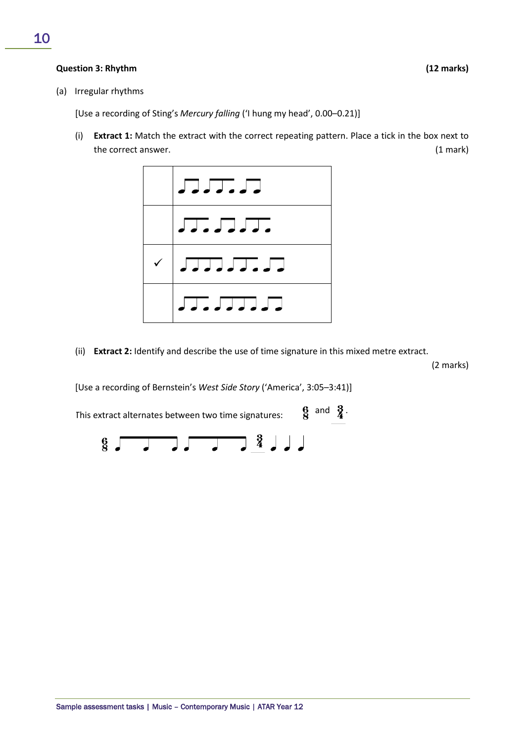**Question 3: Rhythm** **(12 marks)**

(a) Irregular rhythms

[Use a recording of Sting's *Mercury falling* ('I hung my head', 0.00–0.21)]

(i) **Extract 1:** Match the extract with the correct repeating pattern. Place a tick in the box next to the correct answer. (1 mark)

| | |
|---|---|
| | |
| | |
| ✓ | |
| | |

(ii) **Extract 2:** Identify and describe the use of time signature in this mixed metre extract. (2 marks)

[Use a recording of Bernstein's *West Side Story* ('America', 3:05–3:41)]

This extract alternates between two time signatures: $\frac{6}{8}$ and $\frac{3}{4}$.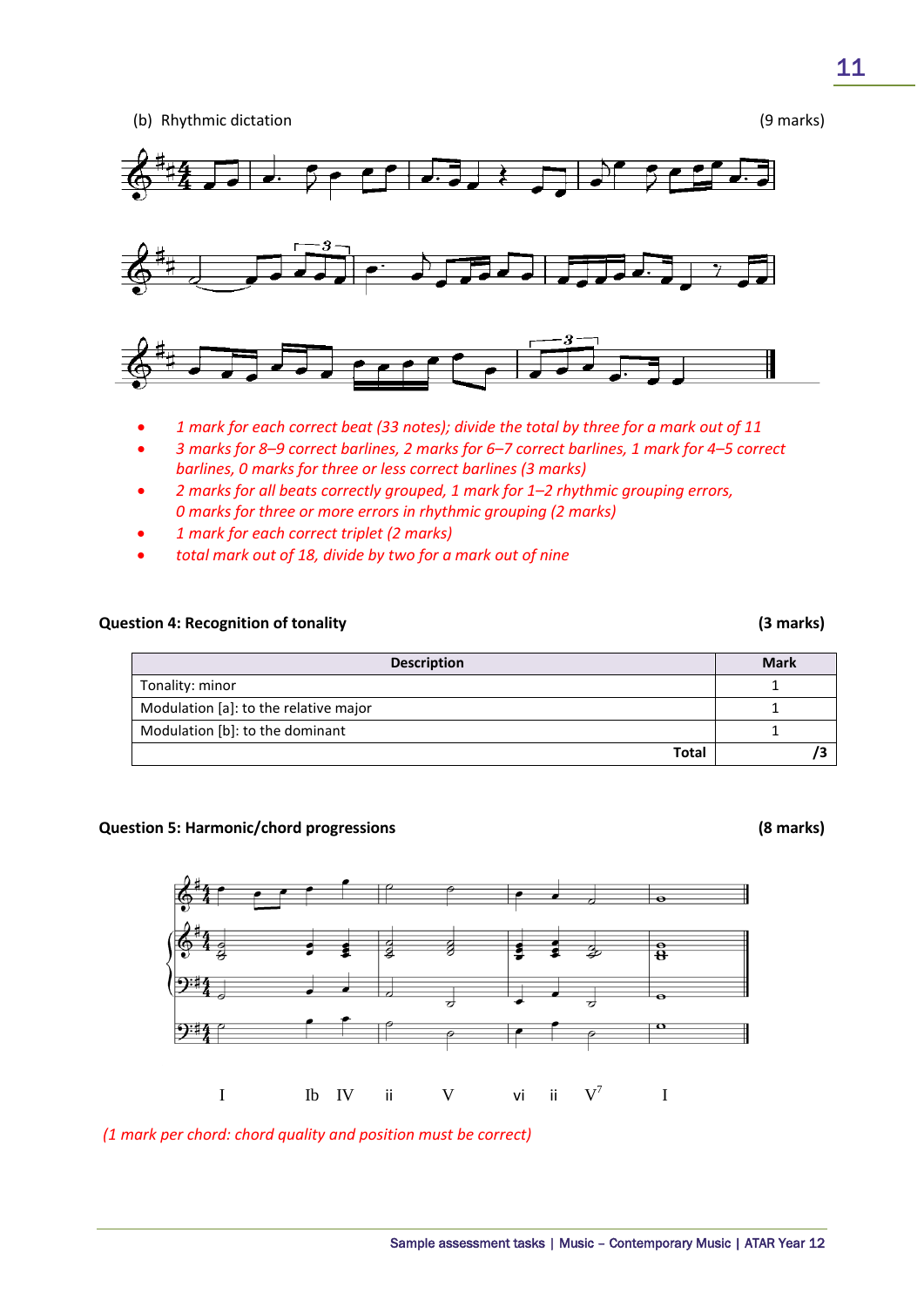(b) Rhythmic dictation (9 marks)

- *1 mark for each correct beat (33 notes); divide the total by three for a mark out of 11*
- *3 marks for 8–9 correct barlines, 2 marks for 6–7 correct barlines, 1 mark for 4–5 correct barlines, 0 marks for three or less correct barlines (3 marks)*
- *2 marks for all beats correctly grouped, 1 mark for 1–2 rhythmic grouping errors, 0 marks for three or more errors in rhythmic grouping (2 marks)*
- *1 mark for each correct triplet (2 marks)*
- *total mark out of 18, divide by two for a mark out of nine*

### Question 4: Recognition of tonality (3 marks)

| Description | Mark |
|---|---|
| Tonality: minor | 1 |
| Modulation [a]: to the relative major | 1 |
| Modulation [b]: to the dominant | 1 |
| **Total** | **/3** |

### Question 5: Harmonic/chord progressions (8 marks)

I Ib IV ii V vi ii $V^7$ I

*(1 mark per chord: chord quality and position must be correct)*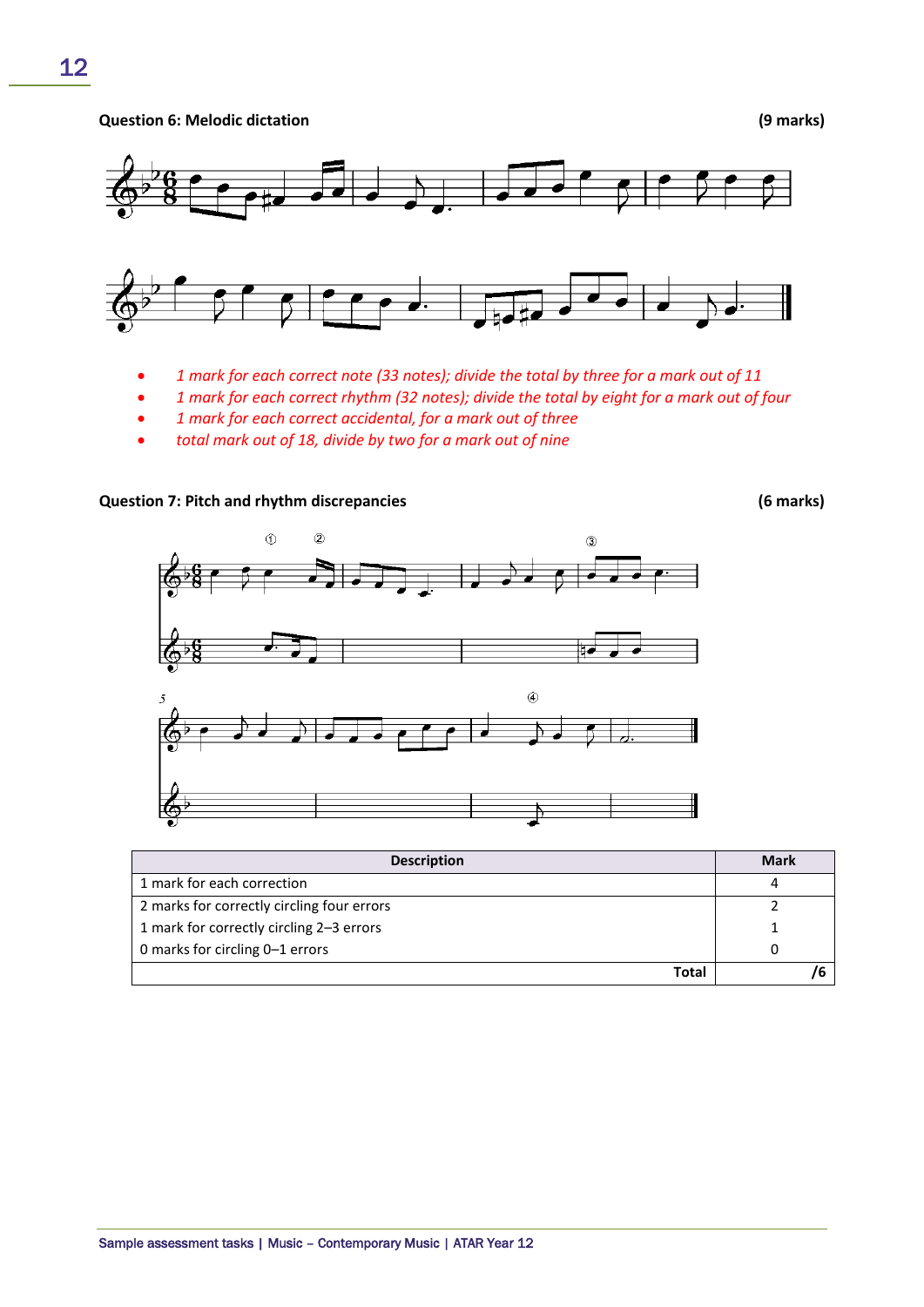**Question 6: Melodic dictation** **(9 marks)**

- *1 mark for each correct note (33 notes); divide the total by three for a mark out of 11*
- *1 mark for each correct rhythm (32 notes); divide the total by eight for a mark out of four*
- *1 mark for each correct accidental, for a mark out of three*
- *total mark out of 18, divide by two for a mark out of nine*

**Question 7: Pitch and rhythm discrepancies** **(6 marks)**

| Description | Mark |
|---|---|
| 1 mark for each correction | 4 |
| 2 marks for correctly circling four errors | 2 |
| 1 mark for correctly circling 2–3 errors | 1 |
| 0 marks for circling 0–1 errors | 0 |
| **Total** | **/6** |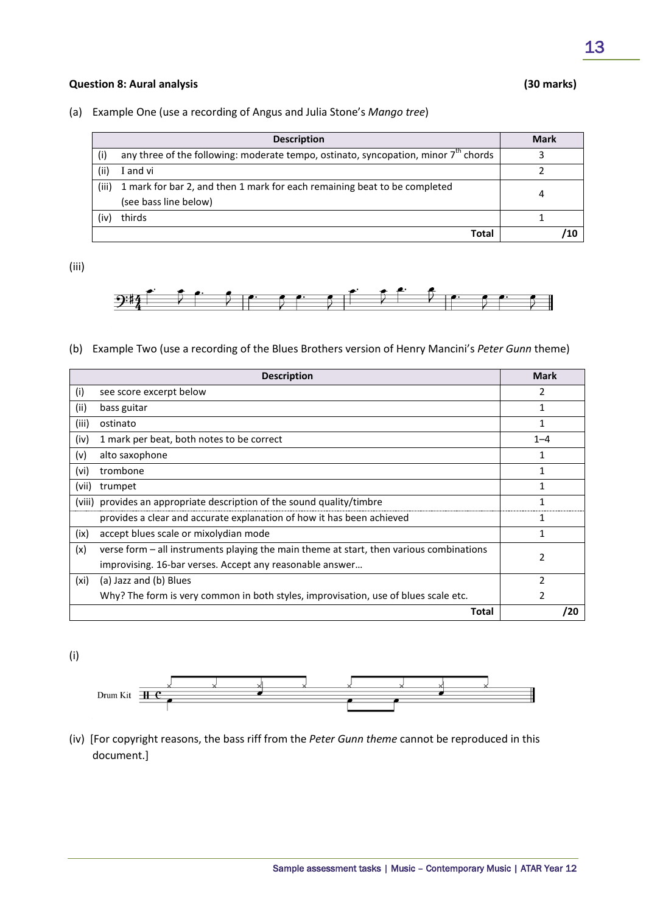**Question 8: Aural analysis** **(30 marks)**

(a) Example One (use a recording of Angus and Julia Stone's *Mango tree*)

| Description | Mark |
|---|---|
| (i) any three of the following: moderate tempo, ostinato, syncopation, minor 7th chords | 3 |
| (ii) I and vi | 2 |
| (iii) 1 mark for bar 2, and then 1 mark for each remaining beat to be completed (see bass line below) | 4 |
| (iv) thirds | 1 |
| **Total** | **/10** |

(iii)

(b) Example Two (use a recording of the Blues Brothers version of Henry Mancini's *Peter Gunn* theme)

| Description | Mark |
|---|---|
| (i) see score excerpt below | 2 |
| (ii) bass guitar | 1 |
| (iii) ostinato | 1 |
| (iv) 1 mark per beat, both notes to be correct | 1–4 |
| (v) alto saxophone | 1 |
| (vi) trombone | 1 |
| (vii) trumpet | 1 |
| (viii) provides an appropriate description of the sound quality/timbre | 1 |
| provides a clear and accurate explanation of how it has been achieved | 1 |
| (ix) accept blues scale or mixolydian mode | 1 |
| (x) verse form – all instruments playing the main theme at start, then various combinations improvising. 16-bar verses. Accept any reasonable answer… | 2 |
| (xi) (a) Jazz and (b) Blues | 2 |
| Why? The form is very common in both styles, improvisation, use of blues scale etc. | 2 |
| **Total** | **/20** |

(i)

Drum Kit

(iv) [For copyright reasons, the bass riff from the *Peter Gunn theme* cannot be reproduced in this document.]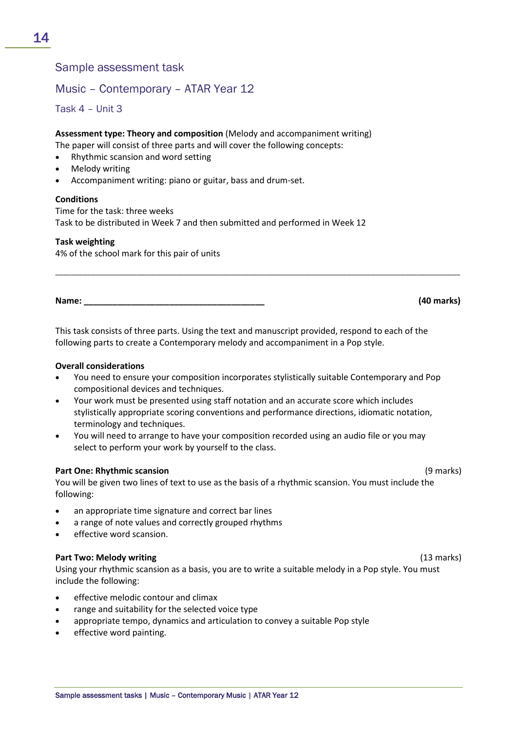## Sample assessment task

## Music – Contemporary – ATAR Year 12

### Task 4 – Unit 3

**Assessment type: Theory and composition** (Melody and accompaniment writing)
The paper will consist of three parts and will cover the following concepts:

- Rhythmic scansion and word setting
- Melody writing
- Accompaniment writing: piano or guitar, bass and drum-set.

**Conditions**
Time for the task: three weeks
Task to be distributed in Week 7 and then submitted and performed in Week 12

**Task weighting**
4% of the school mark for this pair of units

---

**Name: ______________________________________** **(40 marks)**

This task consists of three parts. Using the text and manuscript provided, respond to each of the following parts to create a Contemporary melody and accompaniment in a Pop style.

**Overall considerations**

- You need to ensure your composition incorporates stylistically suitable Contemporary and Pop compositional devices and techniques.
- Your work must be presented using staff notation and an accurate score which includes stylistically appropriate scoring conventions and performance directions, idiomatic notation, terminology and techniques.
- You will need to arrange to have your composition recorded using an audio file or you may select to perform your work by yourself to the class.

**Part One: Rhythmic scansion** (9 marks)
You will be given two lines of text to use as the basis of a rhythmic scansion. You must include the following:

- an appropriate time signature and correct bar lines
- a range of note values and correctly grouped rhythms
- effective word scansion.

**Part Two: Melody writing** (13 marks)
Using your rhythmic scansion as a basis, you are to write a suitable melody in a Pop style. You must include the following:

- effective melodic contour and climax
- range and suitability for the selected voice type
- appropriate tempo, dynamics and articulation to convey a suitable Pop style
- effective word painting.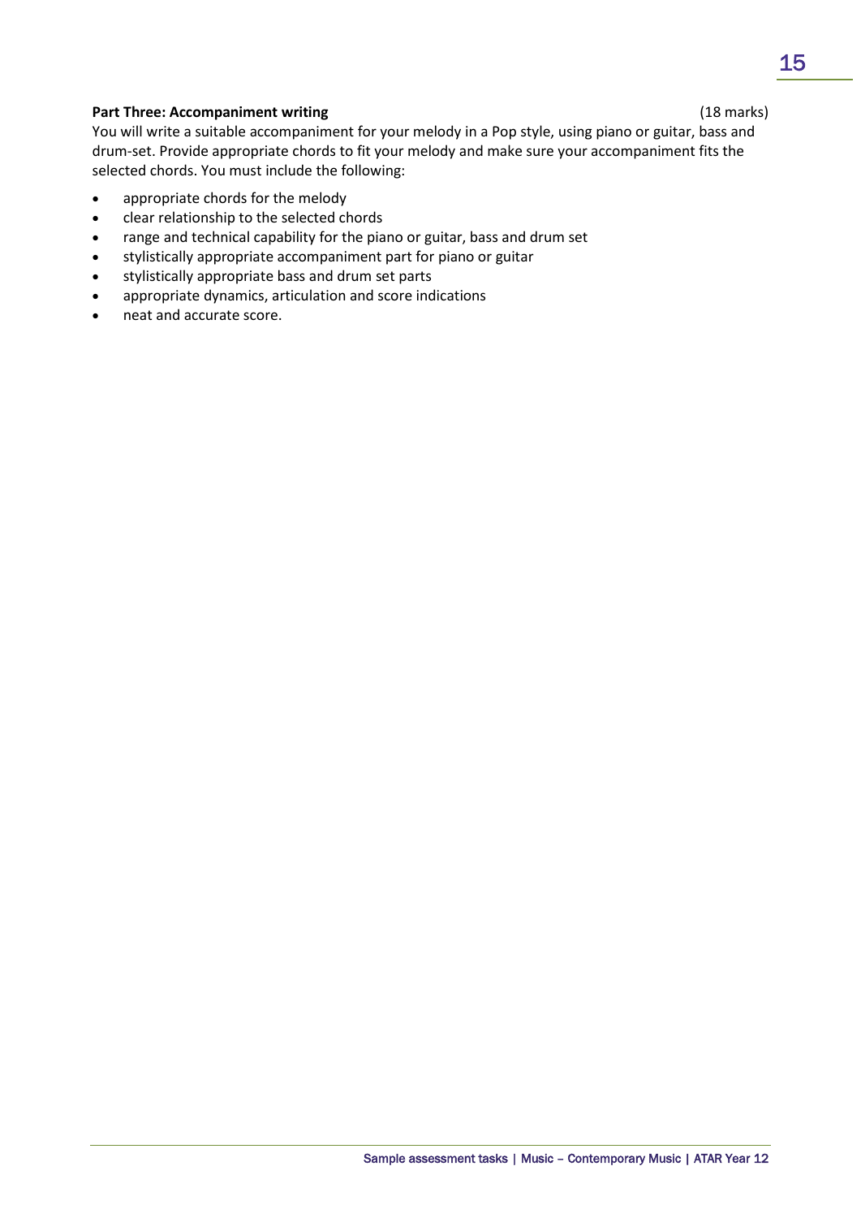**Part Three: Accompaniment writing** (18 marks)

You will write a suitable accompaniment for your melody in a Pop style, using piano or guitar, bass and drum-set. Provide appropriate chords to fit your melody and make sure your accompaniment fits the selected chords. You must include the following:

- appropriate chords for the melody
- clear relationship to the selected chords
- range and technical capability for the piano or guitar, bass and drum set
- stylistically appropriate accompaniment part for piano or guitar
- stylistically appropriate bass and drum set parts
- appropriate dynamics, articulation and score indications
- neat and accurate score.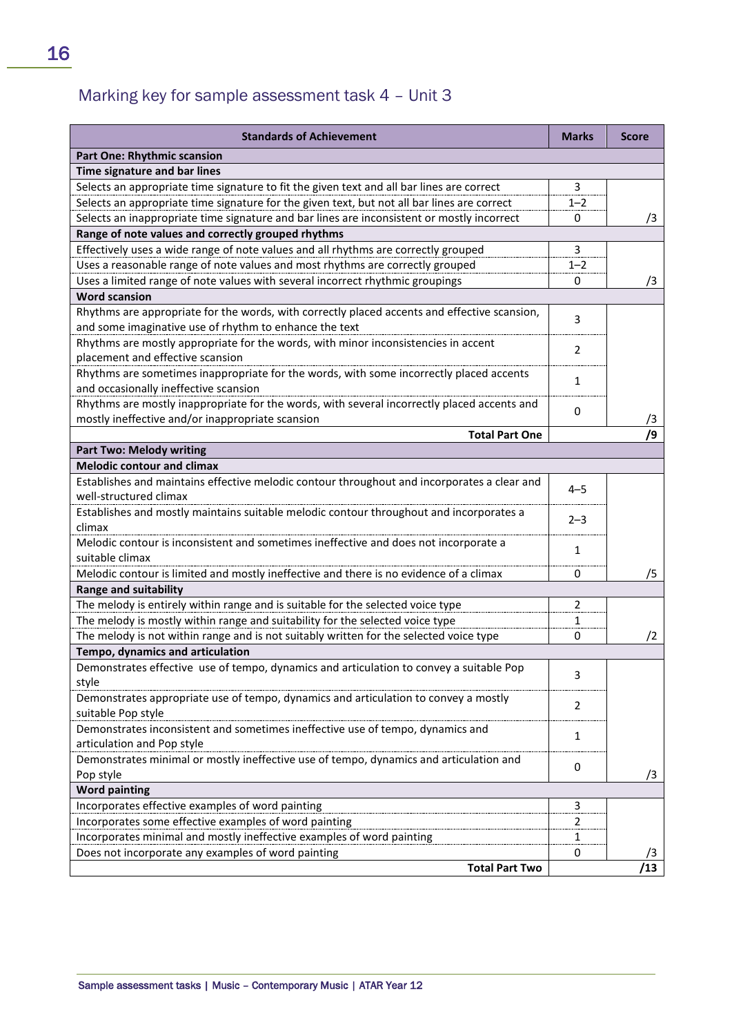## Marking key for sample assessment task 4 – Unit 3

| Standards of Achievement | Marks | Score |
|---|---|---|
| **Part One: Rhythmic scansion** | | |
| **Time signature and bar lines** | | |
| Selects an appropriate time signature to fit the given text and all bar lines are correct | 3 | |
| Selects an appropriate time signature for the given text, but not all bar lines are correct | 1–2 | |
| Selects an inappropriate time signature and bar lines are inconsistent or mostly incorrect | 0 | /3 |
| **Range of note values and correctly grouped rhythms** | | |
| Effectively uses a wide range of note values and all rhythms are correctly grouped | 3 | |
| Uses a reasonable range of note values and most rhythms are correctly grouped | 1–2 | |
| Uses a limited range of note values with several incorrect rhythmic groupings | 0 | /3 |
| **Word scansion** | | |
| Rhythms are appropriate for the words, with correctly placed accents and effective scansion, and some imaginative use of rhythm to enhance the text | 3 | |
| Rhythms are mostly appropriate for the words, with minor inconsistencies in accent placement and effective scansion | 2 | |
| Rhythms are sometimes inappropriate for the words, with some incorrectly placed accents and occasionally ineffective scansion | 1 | |
| Rhythms are mostly inappropriate for the words, with several incorrectly placed accents and mostly ineffective and/or inappropriate scansion | 0 | /3 |
| **Total Part One** | | **/9** |
| **Part Two: Melody writing** | | |
| **Melodic contour and climax** | | |
| Establishes and maintains effective melodic contour throughout and incorporates a clear and well-structured climax | 4–5 | |
| Establishes and mostly maintains suitable melodic contour throughout and incorporates a climax | 2–3 | |
| Melodic contour is inconsistent and sometimes ineffective and does not incorporate a suitable climax | 1 | |
| Melodic contour is limited and mostly ineffective and there is no evidence of a climax | 0 | /5 |
| **Range and suitability** | | |
| The melody is entirely within range and is suitable for the selected voice type | 2 | |
| The melody is mostly within range and suitability for the selected voice type | 1 | |
| The melody is not within range and is not suitably written for the selected voice type | 0 | /2 |
| **Tempo, dynamics and articulation** | | |
| Demonstrates effective use of tempo, dynamics and articulation to convey a suitable Pop style | 3 | |
| Demonstrates appropriate use of tempo, dynamics and articulation to convey a mostly suitable Pop style | 2 | |
| Demonstrates inconsistent and sometimes ineffective use of tempo, dynamics and articulation and Pop style | 1 | |
| Demonstrates minimal or mostly ineffective use of tempo, dynamics and articulation and Pop style | 0 | /3 |
| **Word painting** | | |
| Incorporates effective examples of word painting | 3 | |
| Incorporates some effective examples of word painting | 2 | |
| Incorporates minimal and mostly ineffective examples of word painting | 1 | |
| Does not incorporate any examples of word painting | 0 | /3 |
| **Total Part Two** | | **/13** |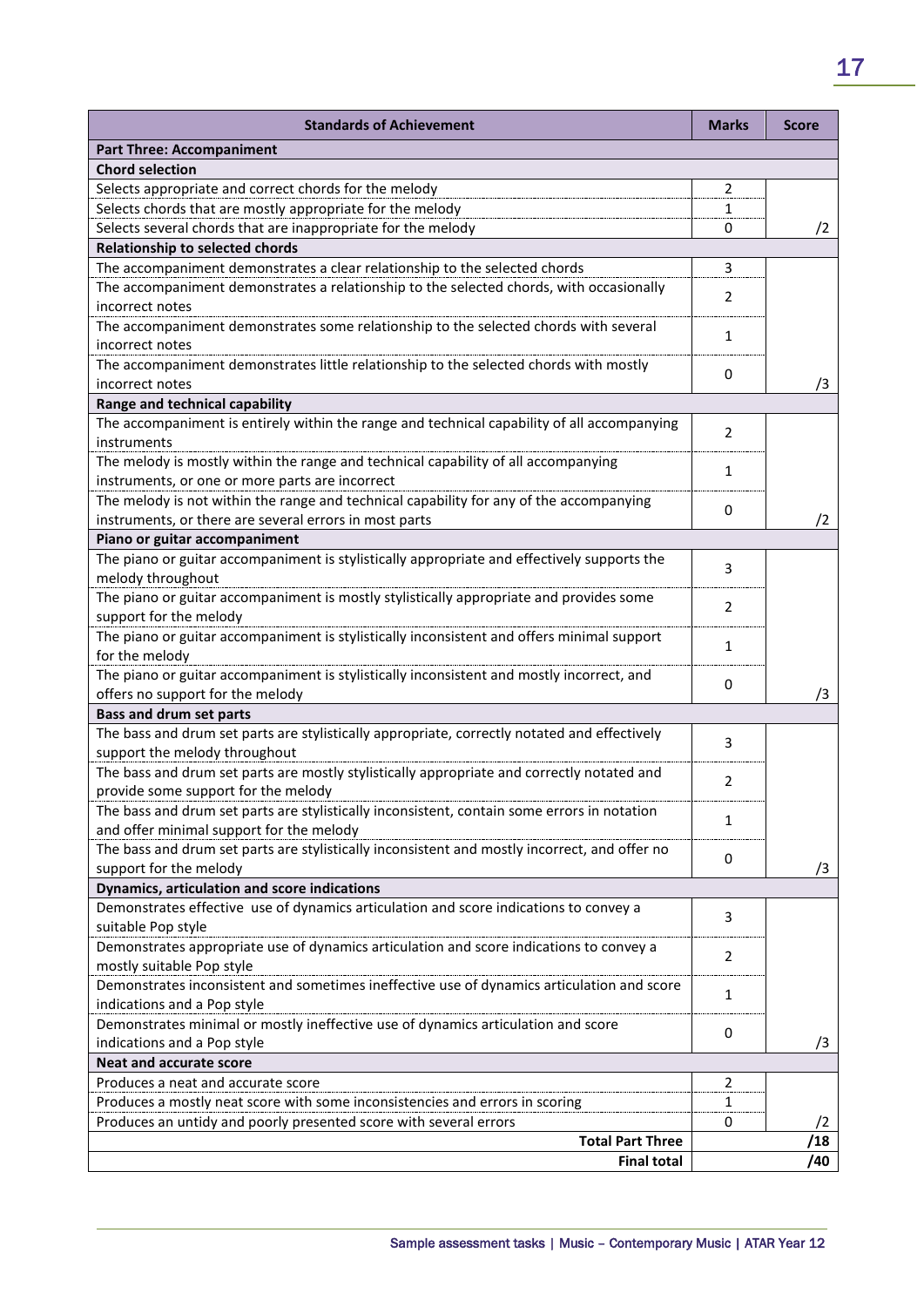| Standards of Achievement | Marks | Score |
|---|---|---|
| **Part Three: Accompaniment** | | |
| **Chord selection** | | |
| Selects appropriate and correct chords for the melody | 2 | |
| Selects chords that are mostly appropriate for the melody | 1 | |
| Selects several chords that are inappropriate for the melody | 0 | /2 |
| **Relationship to selected chords** | | |
| The accompaniment demonstrates a clear relationship to the selected chords | 3 | |
| The accompaniment demonstrates a relationship to the selected chords, with occasionally incorrect notes | 2 | |
| The accompaniment demonstrates some relationship to the selected chords with several incorrect notes | 1 | |
| The accompaniment demonstrates little relationship to the selected chords with mostly incorrect notes | 0 | /3 |
| **Range and technical capability** | | |
| The accompaniment is entirely within the range and technical capability of all accompanying instruments | 2 | |
| The melody is mostly within the range and technical capability of all accompanying instruments, or one or more parts are incorrect | 1 | |
| The melody is not within the range and technical capability for any of the accompanying instruments, or there are several errors in most parts | 0 | /2 |
| **Piano or guitar accompaniment** | | |
| The piano or guitar accompaniment is stylistically appropriate and effectively supports the melody throughout | 3 | |
| The piano or guitar accompaniment is mostly stylistically appropriate and provides some support for the melody | 2 | |
| The piano or guitar accompaniment is stylistically inconsistent and offers minimal support for the melody | 1 | |
| The piano or guitar accompaniment is stylistically inconsistent and mostly incorrect, and offers no support for the melody | 0 | /3 |
| **Bass and drum set parts** | | |
| The bass and drum set parts are stylistically appropriate, correctly notated and effectively support the melody throughout | 3 | |
| The bass and drum set parts are mostly stylistically appropriate and correctly notated and provide some support for the melody | 2 | |
| The bass and drum set parts are stylistically inconsistent, contain some errors in notation and offer minimal support for the melody | 1 | |
| The bass and drum set parts are stylistically inconsistent and mostly incorrect, and offer no support for the melody | 0 | /3 |
| **Dynamics, articulation and score indications** | | |
| Demonstrates effective use of dynamics articulation and score indications to convey a suitable Pop style | 3 | |
| Demonstrates appropriate use of dynamics articulation and score indications to convey a mostly suitable Pop style | 2 | |
| Demonstrates inconsistent and sometimes ineffective use of dynamics articulation and score indications and a Pop style | 1 | |
| Demonstrates minimal or mostly ineffective use of dynamics articulation and score indications and a Pop style | 0 | /3 |
| **Neat and accurate score** | | |
| Produces a neat and accurate score | 2 | |
| Produces a mostly neat score with some inconsistencies and errors in scoring | 1 | |
| Produces an untidy and poorly presented score with several errors | 0 | /2 |
| **Total Part Three** | | **/18** |
| **Final total** | | **/40** |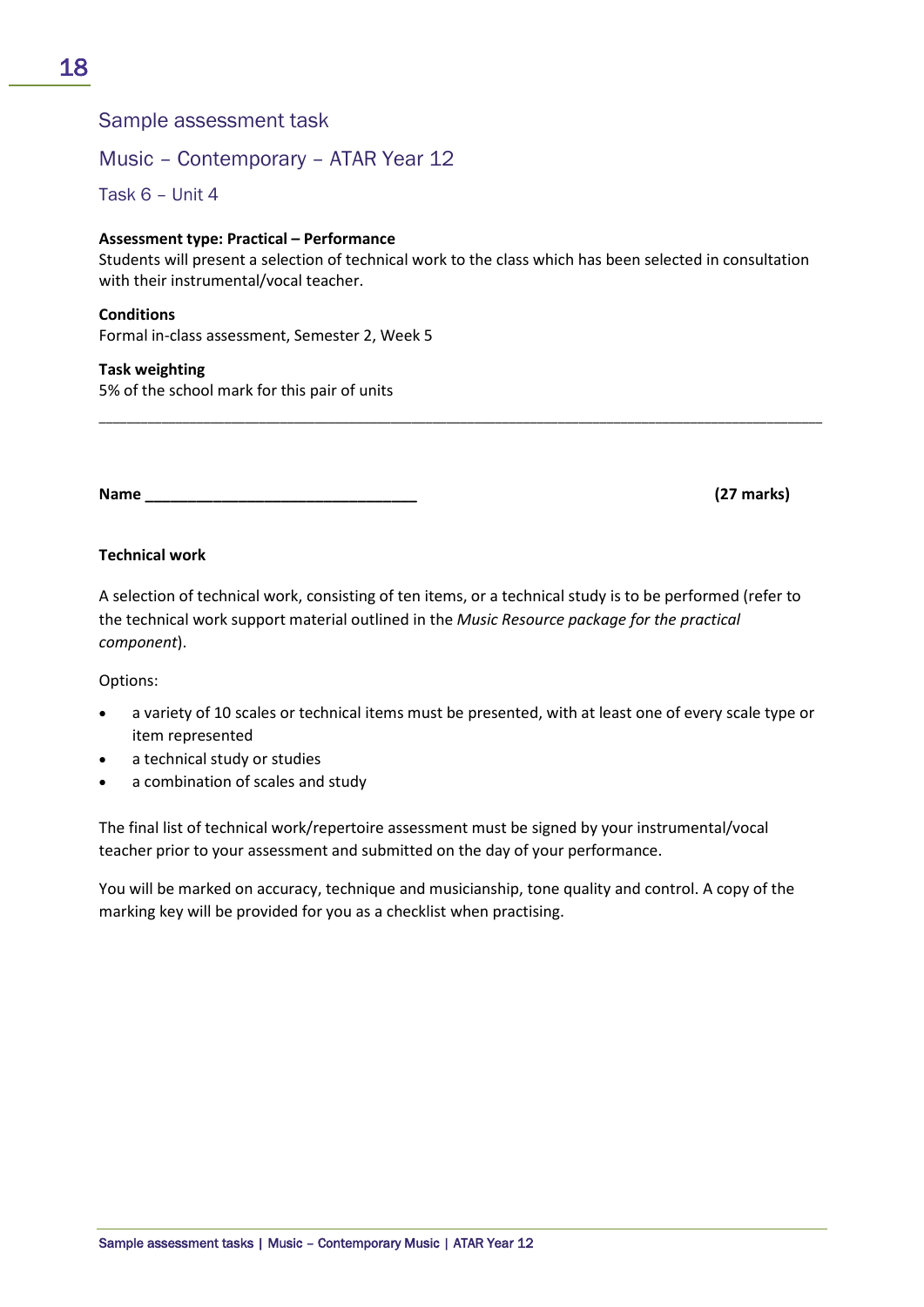## Sample assessment task

## Music – Contemporary – ATAR Year 12

### Task 6 – Unit 4

**Assessment type: Practical – Performance**
Students will present a selection of technical work to the class which has been selected in consultation with their instrumental/vocal teacher.

**Conditions**
Formal in-class assessment, Semester 2, Week 5

**Task weighting**
5% of the school mark for this pair of units

---

**Name** ________________________________ **(27 marks)**

**Technical work**

A selection of technical work, consisting of ten items, or a technical study is to be performed (refer to the technical work support material outlined in the *Music Resource package for the practical component*).

Options:

- a variety of 10 scales or technical items must be presented, with at least one of every scale type or item represented
- a technical study or studies
- a combination of scales and study

The final list of technical work/repertoire assessment must be signed by your instrumental/vocal teacher prior to your assessment and submitted on the day of your performance.

You will be marked on accuracy, technique and musicianship, tone quality and control. A copy of the marking key will be provided for you as a checklist when practising.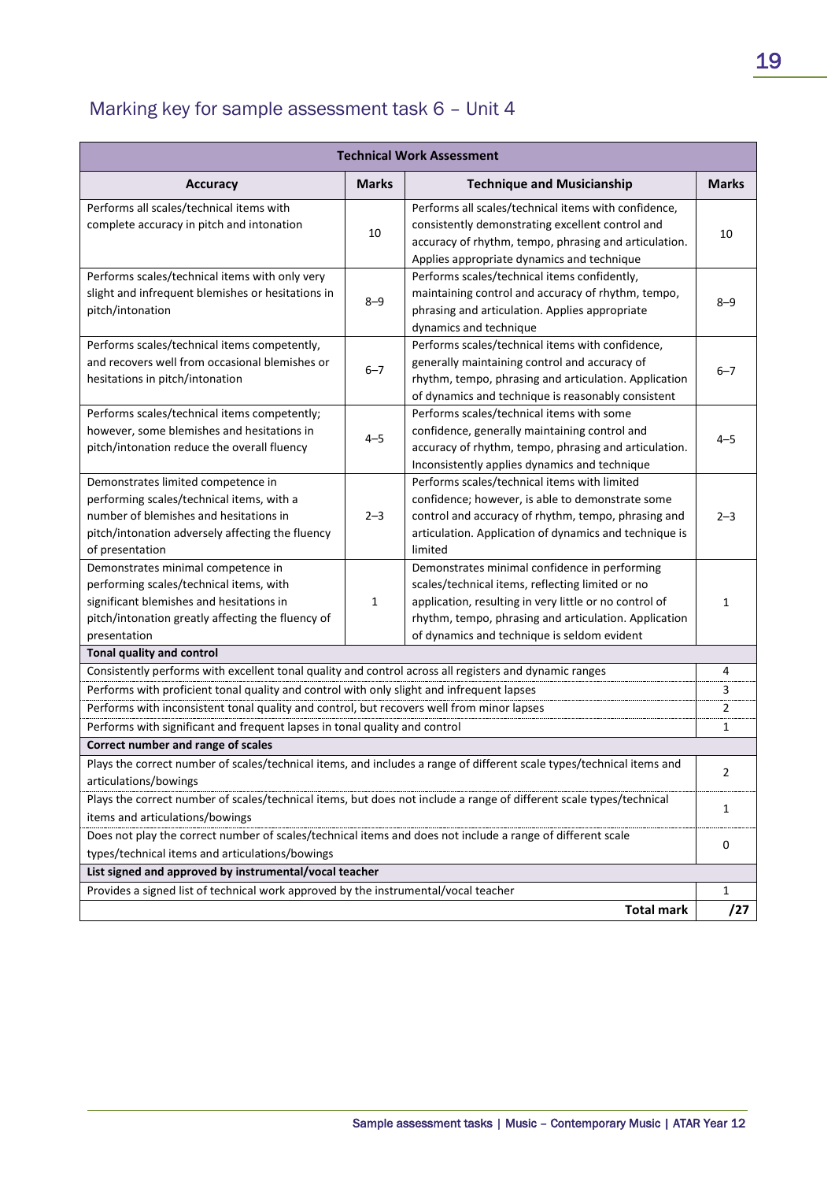## Marking key for sample assessment task 6 – Unit 4

| Technical Work Assessment | | | |
|---|---|---|---|
| **Accuracy** | **Marks** | **Technique and Musicianship** | **Marks** |
| Performs all scales/technical items with complete accuracy in pitch and intonation | 10 | Performs all scales/technical items with confidence, consistently demonstrating excellent control and accuracy of rhythm, tempo, phrasing and articulation. Applies appropriate dynamics and technique | 10 |
| Performs scales/technical items with only very slight and infrequent blemishes or hesitations in pitch/intonation | 8–9 | Performs scales/technical items confidently, maintaining control and accuracy of rhythm, tempo, phrasing and articulation. Applies appropriate dynamics and technique | 8–9 |
| Performs scales/technical items competently, and recovers well from occasional blemishes or hesitations in pitch/intonation | 6–7 | Performs scales/technical items with confidence, generally maintaining control and accuracy of rhythm, tempo, phrasing and articulation. Application of dynamics and technique is reasonably consistent | 6–7 |
| Performs scales/technical items competently; however, some blemishes and hesitations in pitch/intonation reduce the overall fluency | 4–5 | Performs scales/technical items with some confidence, generally maintaining control and accuracy of rhythm, tempo, phrasing and articulation. Inconsistently applies dynamics and technique | 4–5 |
| Demonstrates limited competence in performing scales/technical items, with a number of blemishes and hesitations in pitch/intonation adversely affecting the fluency of presentation | 2–3 | Performs scales/technical items with limited confidence; however, is able to demonstrate some control and accuracy of rhythm, tempo, phrasing and articulation. Application of dynamics and technique is limited | 2–3 |
| Demonstrates minimal competence in performing scales/technical items, with significant blemishes and hesitations in pitch/intonation greatly affecting the fluency of presentation | 1 | Demonstrates minimal confidence in performing scales/technical items, reflecting limited or no application, resulting in very little or no control of rhythm, tempo, phrasing and articulation. Application of dynamics and technique is seldom evident | 1 |
| **Tonal quality and control** | | | |
| Consistently performs with excellent tonal quality and control across all registers and dynamic ranges | | | 4 |
| Performs with proficient tonal quality and control with only slight and infrequent lapses | | | 3 |
| Performs with inconsistent tonal quality and control, but recovers well from minor lapses | | | 2 |
| Performs with significant and frequent lapses in tonal quality and control | | | 1 |
| **Correct number and range of scales** | | | |
| Plays the correct number of scales/technical items, and includes a range of different scale types/technical items and articulations/bowings | | | 2 |
| Plays the correct number of scales/technical items, but does not include a range of different scale types/technical items and articulations/bowings | | | 1 |
| Does not play the correct number of scales/technical items and does not include a range of different scale types/technical items and articulations/bowings | | | 0 |
| **List signed and approved by instrumental/vocal teacher** | | | |
| Provides a signed list of technical work approved by the instrumental/vocal teacher | | | 1 |
| | | **Total mark** | **/27** |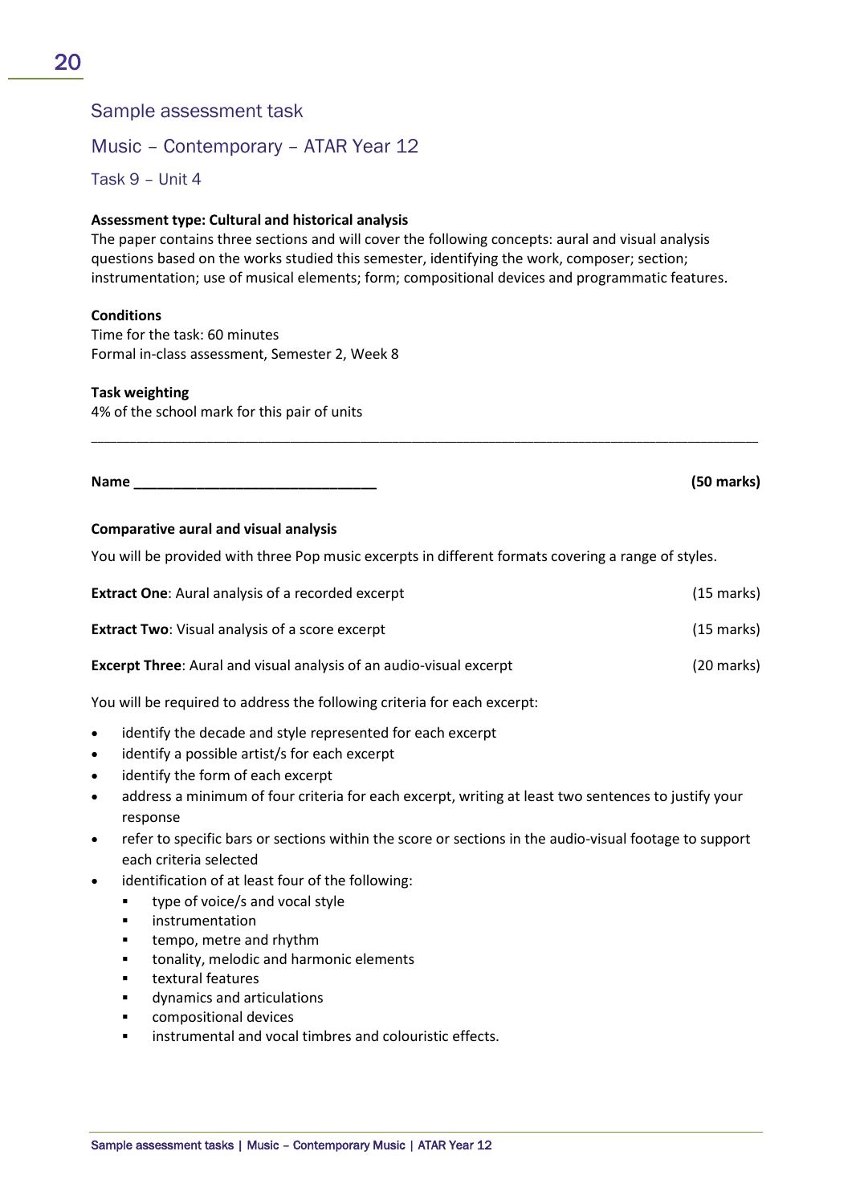## Sample assessment task

## Music – Contemporary – ATAR Year 12

### Task 9 – Unit 4

**Assessment type: Cultural and historical analysis**
The paper contains three sections and will cover the following concepts: aural and visual analysis questions based on the works studied this semester, identifying the work, composer; section; instrumentation; use of musical elements; form; compositional devices and programmatic features.

**Conditions**
Time for the task: 60 minutes
Formal in-class assessment, Semester 2, Week 8

**Task weighting**
4% of the school mark for this pair of units

---

**Name** ______________________________ **(50 marks)**

**Comparative aural and visual analysis**

You will be provided with three Pop music excerpts in different formats covering a range of styles.

**Extract One**: Aural analysis of a recorded excerpt (15 marks)

**Extract Two**: Visual analysis of a score excerpt (15 marks)

**Excerpt Three**: Aural and visual analysis of an audio-visual excerpt (20 marks)

You will be required to address the following criteria for each excerpt:

- identify the decade and style represented for each excerpt
- identify a possible artist/s for each excerpt
- identify the form of each excerpt
- address a minimum of four criteria for each excerpt, writing at least two sentences to justify your response
- refer to specific bars or sections within the score or sections in the audio-visual footage to support each criteria selected
- identification of at least four of the following:
  - type of voice/s and vocal style
  - instrumentation
  - tempo, metre and rhythm
  - tonality, melodic and harmonic elements
  - textural features
  - dynamics and articulations
  - compositional devices
  - instrumental and vocal timbres and colouristic effects.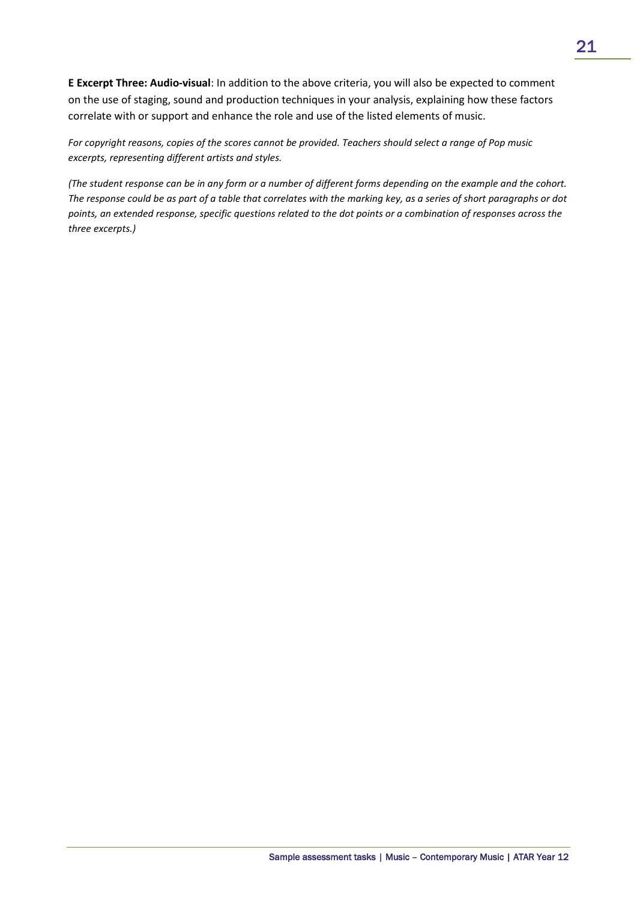**E Excerpt Three: Audio-visual**: In addition to the above criteria, you will also be expected to comment on the use of staging, sound and production techniques in your analysis, explaining how these factors correlate with or support and enhance the role and use of the listed elements of music.

*For copyright reasons, copies of the scores cannot be provided. Teachers should select a range of Pop music excerpts, representing different artists and styles.*

*(The student response can be in any form or a number of different forms depending on the example and the cohort. The response could be as part of a table that correlates with the marking key, as a series of short paragraphs or dot points, an extended response, specific questions related to the dot points or a combination of responses across the three excerpts.)*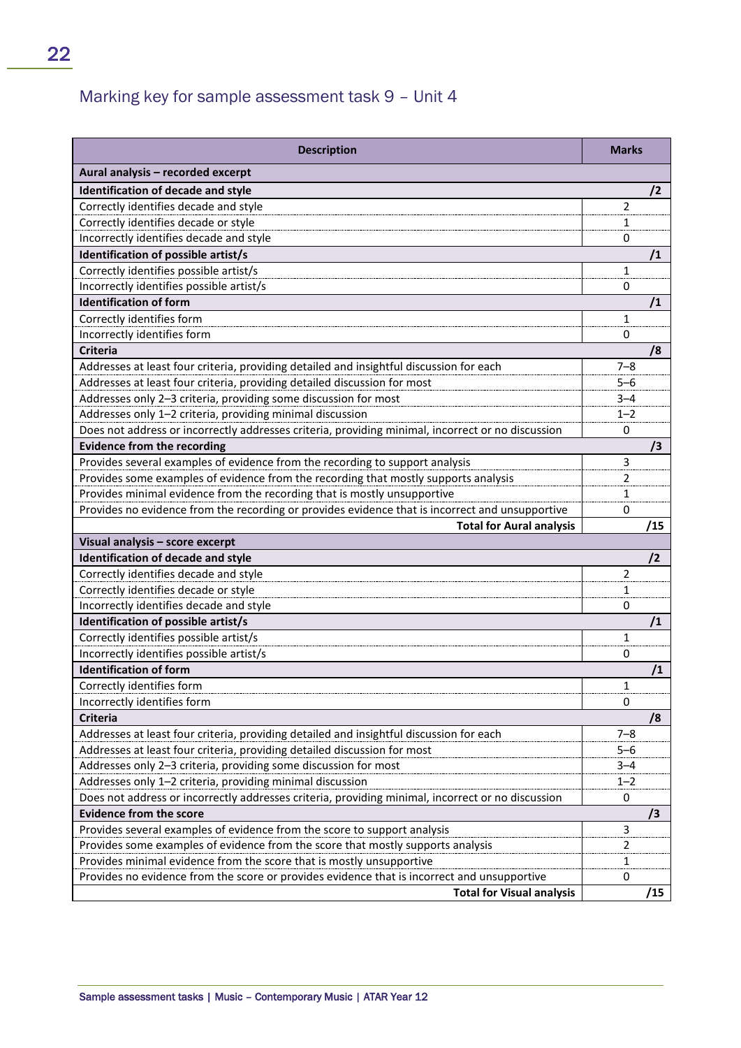## Marking key for sample assessment task 9 – Unit 4

| Description | Marks |
|---|---|
| **Aural analysis – recorded excerpt** | |
| **Identification of decade and style** | **/2** |
| Correctly identifies decade and style | 2 |
| Correctly identifies decade or style | 1 |
| Incorrectly identifies decade and style | 0 |
| **Identification of possible artist/s** | **/1** |
| Correctly identifies possible artist/s | 1 |
| Incorrectly identifies possible artist/s | 0 |
| **Identification of form** | **/1** |
| Correctly identifies form | 1 |
| Incorrectly identifies form | 0 |
| **Criteria** | **/8** |
| Addresses at least four criteria, providing detailed and insightful discussion for each | 7–8 |
| Addresses at least four criteria, providing detailed discussion for most | 5–6 |
| Addresses only 2–3 criteria, providing some discussion for most | 3–4 |
| Addresses only 1–2 criteria, providing minimal discussion | 1–2 |
| Does not address or incorrectly addresses criteria, providing minimal, incorrect or no discussion | 0 |
| **Evidence from the recording** | **/3** |
| Provides several examples of evidence from the recording to support analysis | 3 |
| Provides some examples of evidence from the recording that mostly supports analysis | 2 |
| Provides minimal evidence from the recording that is mostly unsupportive | 1 |
| Provides no evidence from the recording or provides evidence that is incorrect and unsupportive | 0 |
| **Total for Aural analysis** | **/15** |
| **Visual analysis – score excerpt** | |
| **Identification of decade and style** | **/2** |
| Correctly identifies decade and style | 2 |
| Correctly identifies decade or style | 1 |
| Incorrectly identifies decade and style | 0 |
| **Identification of possible artist/s** | **/1** |
| Correctly identifies possible artist/s | 1 |
| Incorrectly identifies possible artist/s | 0 |
| **Identification of form** | **/1** |
| Correctly identifies form | 1 |
| Incorrectly identifies form | 0 |
| **Criteria** | **/8** |
| Addresses at least four criteria, providing detailed and insightful discussion for each | 7–8 |
| Addresses at least four criteria, providing detailed discussion for most | 5–6 |
| Addresses only 2–3 criteria, providing some discussion for most | 3–4 |
| Addresses only 1–2 criteria, providing minimal discussion | 1–2 |
| Does not address or incorrectly addresses criteria, providing minimal, incorrect or no discussion | 0 |
| **Evidence from the score** | **/3** |
| Provides several examples of evidence from the score to support analysis | 3 |
| Provides some examples of evidence from the score that mostly supports analysis | 2 |
| Provides minimal evidence from the score that is mostly unsupportive | 1 |
| Provides no evidence from the score or provides evidence that is incorrect and unsupportive | 0 |
| **Total for Visual analysis** | **/15** |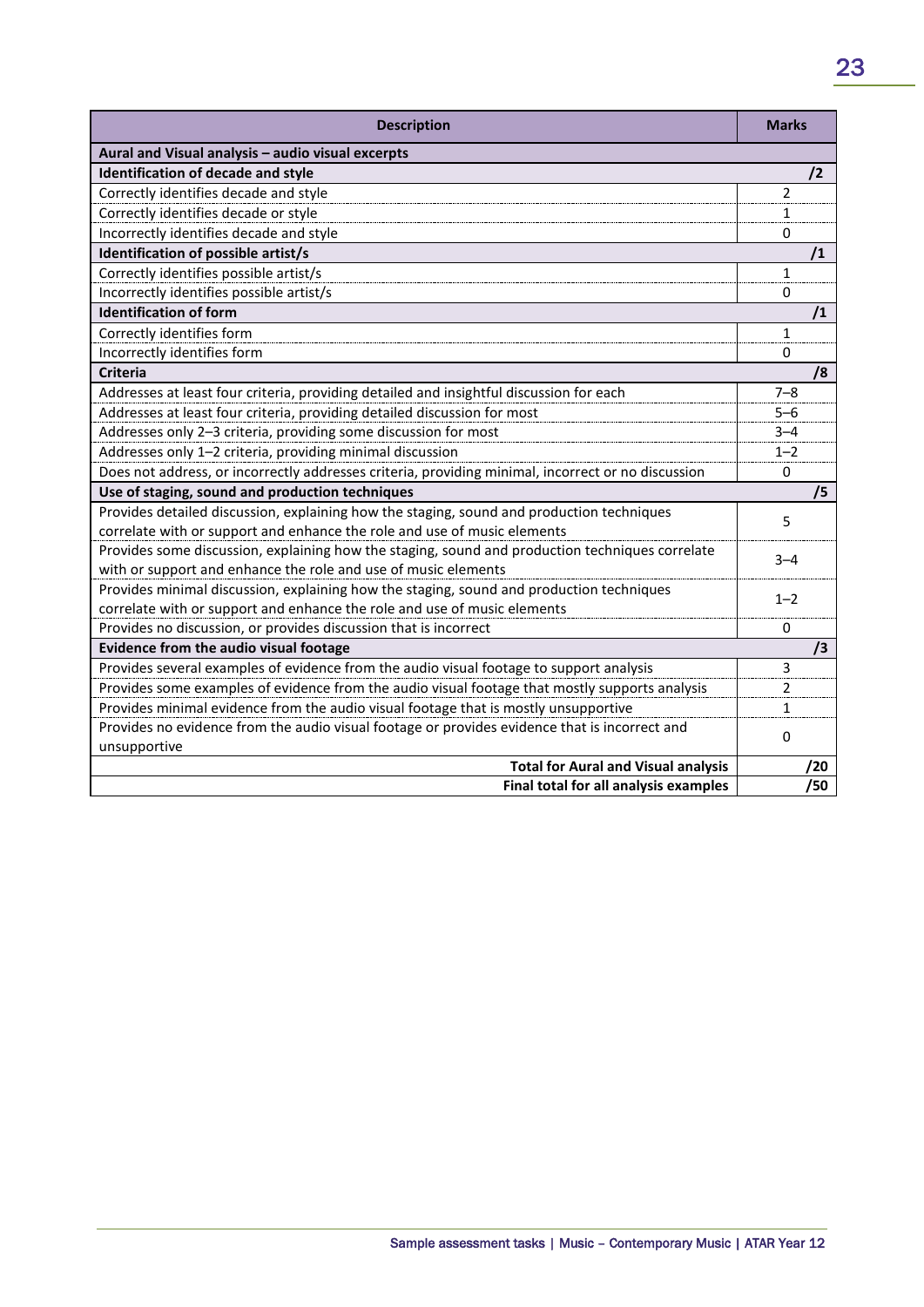| Description | Marks |
|---|---|
| **Aural and Visual analysis – audio visual excerpts** | |
| **Identification of decade and style** | **/2** |
| Correctly identifies decade and style | 2 |
| Correctly identifies decade or style | 1 |
| Incorrectly identifies decade and style | 0 |
| **Identification of possible artist/s** | **/1** |
| Correctly identifies possible artist/s | 1 |
| Incorrectly identifies possible artist/s | 0 |
| **Identification of form** | **/1** |
| Correctly identifies form | 1 |
| Incorrectly identifies form | 0 |
| **Criteria** | **/8** |
| Addresses at least four criteria, providing detailed and insightful discussion for each | 7–8 |
| Addresses at least four criteria, providing detailed discussion for most | 5–6 |
| Addresses only 2–3 criteria, providing some discussion for most | 3–4 |
| Addresses only 1–2 criteria, providing minimal discussion | 1–2 |
| Does not address, or incorrectly addresses criteria, providing minimal, incorrect or no discussion | 0 |
| **Use of staging, sound and production techniques** | **/5** |
| Provides detailed discussion, explaining how the staging, sound and production techniques correlate with or support and enhance the role and use of music elements | 5 |
| Provides some discussion, explaining how the staging, sound and production techniques correlate with or support and enhance the role and use of music elements | 3–4 |
| Provides minimal discussion, explaining how the staging, sound and production techniques correlate with or support and enhance the role and use of music elements | 1–2 |
| Provides no discussion, or provides discussion that is incorrect | 0 |
| **Evidence from the audio visual footage** | **/3** |
| Provides several examples of evidence from the audio visual footage to support analysis | 3 |
| Provides some examples of evidence from the audio visual footage that mostly supports analysis | 2 |
| Provides minimal evidence from the audio visual footage that is mostly unsupportive | 1 |
| Provides no evidence from the audio visual footage or provides evidence that is incorrect and unsupportive | 0 |
| **Total for Aural and Visual analysis** | **/20** |
| **Final total for all analysis examples** | **/50** |